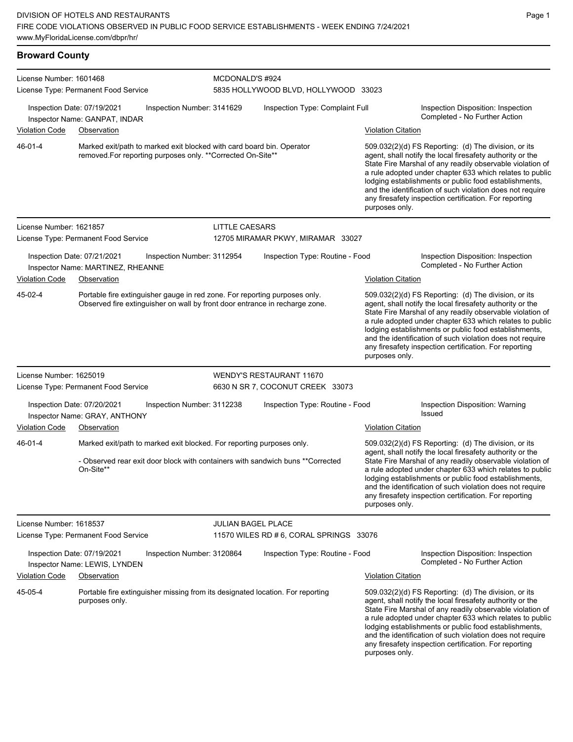## Broward County

**License Number:** 1601468
**License Type:** Permanent Food Service
**MCDONALD'S #924**
5835 HOLLYWOOD BLVD, HOLLYWOOD 33023

Inspection Date: 07/19/2021 | Inspection Number: 3141629 | Inspection Type: Complaint Full | Inspection Disposition: Inspection Completed - No Further Action
Inspector Name: GANPAT, INDAR

| Violation Code | Observation | Violation Citation |
| --- | --- | --- |
| 46-01-4 | Marked exit/path to marked exit blocked with card board bin. Operator removed.For reporting purposes only. **Corrected On-Site** | 509.032(2)(d) FS Reporting: (d) The division, or its agent, shall notify the local firesafety authority or the State Fire Marshal of any readily observable violation of a rule adopted under chapter 633 which relates to public lodging establishments or public food establishments, and the identification of such violation does not require any firesafety inspection certification. For reporting purposes only. |

**License Number:** 1621857
**License Type:** Permanent Food Service
**LITTLE CAESARS**
12705 MIRAMAR PKWY, MIRAMAR 33027

Inspection Date: 07/21/2021 | Inspection Number: 3112954 | Inspection Type: Routine - Food | Inspection Disposition: Inspection Completed - No Further Action
Inspector Name: MARTINEZ, RHEANNE

| Violation Code | Observation | Violation Citation |
| --- | --- | --- |
| 45-02-4 | Portable fire extinguisher gauge in red zone. For reporting purposes only. Observed fire extinguisher on wall by front door entrance in recharge zone. | 509.032(2)(d) FS Reporting: (d) The division, or its agent, shall notify the local firesafety authority or the State Fire Marshal of any readily observable violation of a rule adopted under chapter 633 which relates to public lodging establishments or public food establishments, and the identification of such violation does not require any firesafety inspection certification. For reporting purposes only. |

**License Number:** 1625019
**License Type:** Permanent Food Service
**WENDY'S RESTAURANT 11670**
6630 N SR 7, COCONUT CREEK 33073

Inspection Date: 07/20/2021 | Inspection Number: 3112238 | Inspection Type: Routine - Food | Inspection Disposition: Warning Issued
Inspector Name: GRAY, ANTHONY

| Violation Code | Observation | Violation Citation |
| --- | --- | --- |
| 46-01-4 | Marked exit/path to marked exit blocked. For reporting purposes only.<br><br>- Observed rear exit door block with containers with sandwich buns **Corrected On-Site** | 509.032(2)(d) FS Reporting: (d) The division, or its agent, shall notify the local firesafety authority or the State Fire Marshal of any readily observable violation of a rule adopted under chapter 633 which relates to public lodging establishments or public food establishments, and the identification of such violation does not require any firesafety inspection certification. For reporting purposes only. |

**License Number:** 1618537
**License Type:** Permanent Food Service
**JULIAN BAGEL PLACE**
11570 WILES RD # 6, CORAL SPRINGS 33076

Inspection Date: 07/19/2021 | Inspection Number: 3120864 | Inspection Type: Routine - Food | Inspection Disposition: Inspection Completed - No Further Action
Inspector Name: LEWIS, LYNDEN

| Violation Code | Observation | Violation Citation |
| --- | --- | --- |
| 45-05-4 | Portable fire extinguisher missing from its designated location. For reporting purposes only. | 509.032(2)(d) FS Reporting: (d) The division, or its agent, shall notify the local firesafety authority or the State Fire Marshal of any readily observable violation of a rule adopted under chapter 633 which relates to public lodging establishments or public food establishments, and the identification of such violation does not require any firesafety inspection certification. For reporting purposes only. |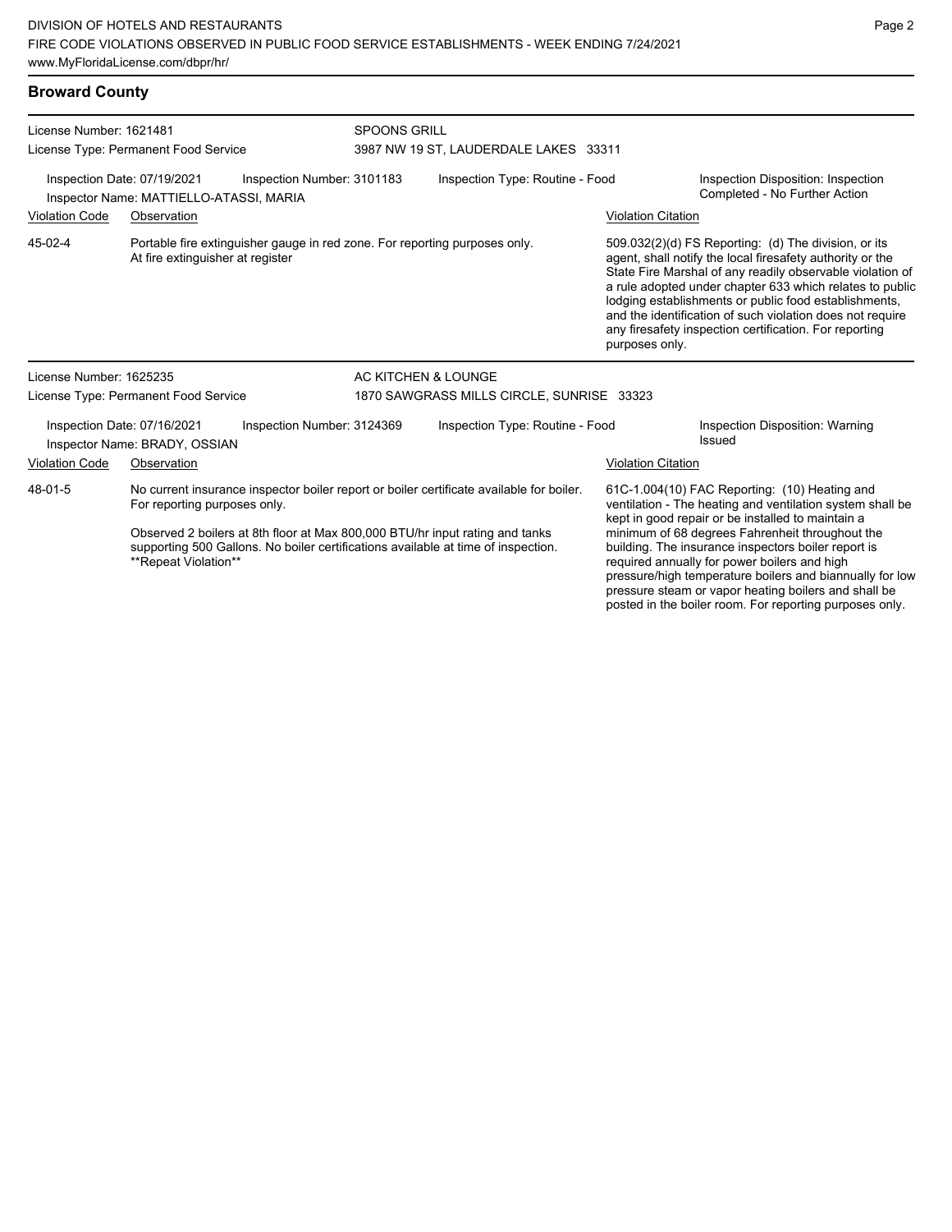## Broward County

License Number: 1621481
License Type: Permanent Food Service

SPOONS GRILL
3987 NW 19 ST, LAUDERDALE LAKES 33311

Inspection Date: 07/19/2021
Inspection Number: 3101183
Inspection Type: Routine - Food
Inspection Disposition: Inspection Completed - No Further Action
Inspector Name: MATTIELLO-ATASSI, MARIA

| Violation Code | Observation | Violation Citation |
| --- | --- | --- |
| 45-02-4 | Portable fire extinguisher gauge in red zone. For reporting purposes only. At fire extinguisher at register | 509.032(2)(d) FS Reporting: (d) The division, or its agent, shall notify the local firesafety authority or the State Fire Marshal of any readily observable violation of a rule adopted under chapter 633 which relates to public lodging establishments or public food establishments, and the identification of such violation does not require any firesafety inspection certification. For reporting purposes only. |

License Number: 1625235
License Type: Permanent Food Service

AC KITCHEN & LOUNGE
1870 SAWGRASS MILLS CIRCLE, SUNRISE 33323

Inspection Date: 07/16/2021
Inspection Number: 3124369
Inspection Type: Routine - Food
Inspection Disposition: Warning Issued
Inspector Name: BRADY, OSSIAN

| Violation Code | Observation | Violation Citation |
| --- | --- | --- |
| 48-01-5 | No current insurance inspector boiler report or boiler certificate available for boiler. For reporting purposes only.<br><br>Observed 2 boilers at 8th floor at Max 800,000 BTU/hr input rating and tanks supporting 500 Gallons. No boiler certifications available at time of inspection. **Repeat Violation** | 61C-1.004(10) FAC Reporting: (10) Heating and ventilation - The heating and ventilation system shall be kept in good repair or be installed to maintain a minimum of 68 degrees Fahrenheit throughout the building. The insurance inspectors boiler report is required annually for power boilers and high pressure/high temperature boilers and biannually for low pressure steam or vapor heating boilers and shall be posted in the boiler room. For reporting purposes only. |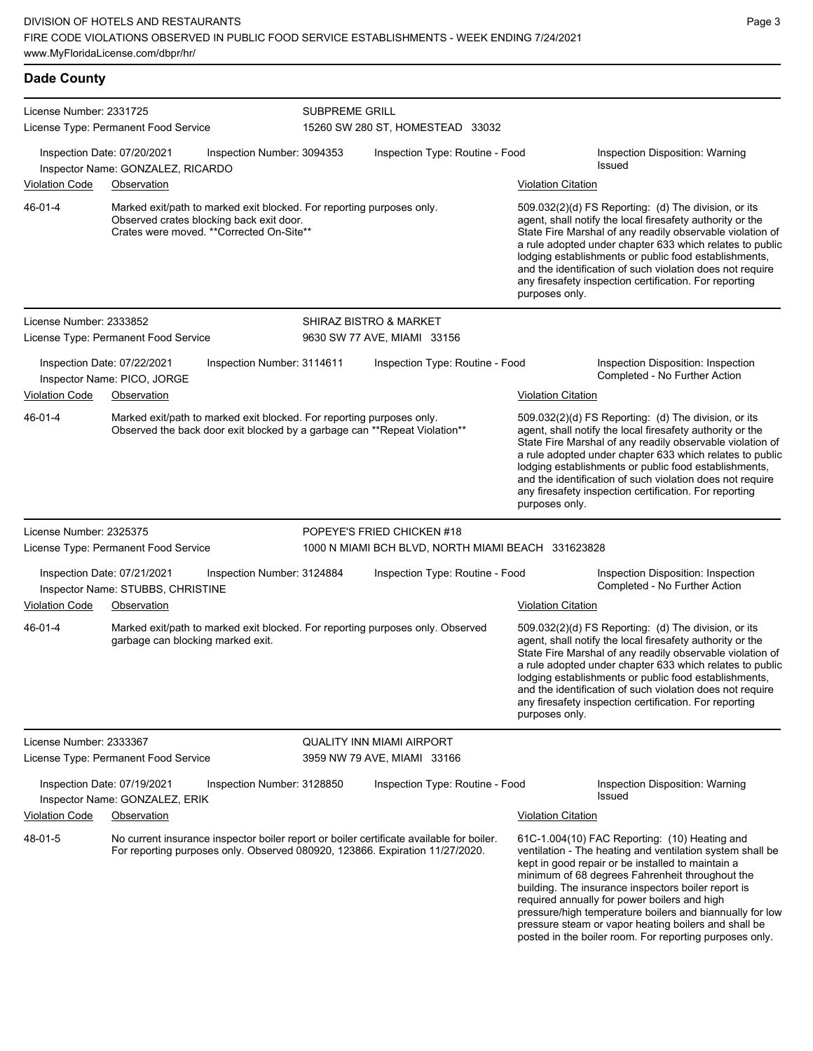## Dade County

**License Number:** 2331725
**License Type:** Permanent Food Service
**SUBPREME GRILL**
15260 SW 280 ST, HOMESTEAD 33032

Inspection Date: 07/20/2021 | Inspection Number: 3094353 | Inspection Type: Routine - Food | Inspection Disposition: Warning Issued
Inspector Name: GONZALEZ, RICARDO

| Violation Code | Observation | Violation Citation |
| --- | --- | --- |
| 46-01-4 | Marked exit/path to marked exit blocked. For reporting purposes only. Observed crates blocking back exit door. Crates were moved. **Corrected On-Site** | 509.032(2)(d) FS Reporting: (d) The division, or its agent, shall notify the local firesafety authority or the State Fire Marshal of any readily observable violation of a rule adopted under chapter 633 which relates to public lodging establishments or public food establishments, and the identification of such violation does not require any firesafety inspection certification. For reporting purposes only. |

**License Number:** 2333852
**License Type:** Permanent Food Service
**SHIRAZ BISTRO & MARKET**
9630 SW 77 AVE, MIAMI 33156

Inspection Date: 07/22/2021 | Inspection Number: 3114611 | Inspection Type: Routine - Food | Inspection Disposition: Inspection Completed - No Further Action
Inspector Name: PICO, JORGE

| Violation Code | Observation | Violation Citation |
| --- | --- | --- |
| 46-01-4 | Marked exit/path to marked exit blocked. For reporting purposes only. Observed the back door exit blocked by a garbage can **Repeat Violation** | 509.032(2)(d) FS Reporting: (d) The division, or its agent, shall notify the local firesafety authority or the State Fire Marshal of any readily observable violation of a rule adopted under chapter 633 which relates to public lodging establishments or public food establishments, and the identification of such violation does not require any firesafety inspection certification. For reporting purposes only. |

**License Number:** 2325375
**License Type:** Permanent Food Service
**POPEYE'S FRIED CHICKEN #18**
1000 N MIAMI BCH BLVD, NORTH MIAMI BEACH 331623828

Inspection Date: 07/21/2021 | Inspection Number: 3124884 | Inspection Type: Routine - Food | Inspection Disposition: Inspection Completed - No Further Action
Inspector Name: STUBBS, CHRISTINE

| Violation Code | Observation | Violation Citation |
| --- | --- | --- |
| 46-01-4 | Marked exit/path to marked exit blocked. For reporting purposes only. Observed garbage can blocking marked exit. | 509.032(2)(d) FS Reporting: (d) The division, or its agent, shall notify the local firesafety authority or the State Fire Marshal of any readily observable violation of a rule adopted under chapter 633 which relates to public lodging establishments or public food establishments, and the identification of such violation does not require any firesafety inspection certification. For reporting purposes only. |

**License Number:** 2333367
**License Type:** Permanent Food Service
**QUALITY INN MIAMI AIRPORT**
3959 NW 79 AVE, MIAMI 33166

Inspection Date: 07/19/2021 | Inspection Number: 3128850 | Inspection Type: Routine - Food | Inspection Disposition: Warning Issued
Inspector Name: GONZALEZ, ERIK

| Violation Code | Observation | Violation Citation |
| --- | --- | --- |
| 48-01-5 | No current insurance inspector boiler report or boiler certificate available for boiler. For reporting purposes only. Observed 080920, 123866. Expiration 11/27/2020. | 61C-1.004(10) FAC Reporting: (10) Heating and ventilation - The heating and ventilation system shall be kept in good repair or be installed to maintain a minimum of 68 degrees Fahrenheit throughout the building. The insurance inspectors boiler report is required annually for power boilers and high pressure/high temperature boilers and biannually for low pressure steam or vapor heating boilers and shall be posted in the boiler room. For reporting purposes only. |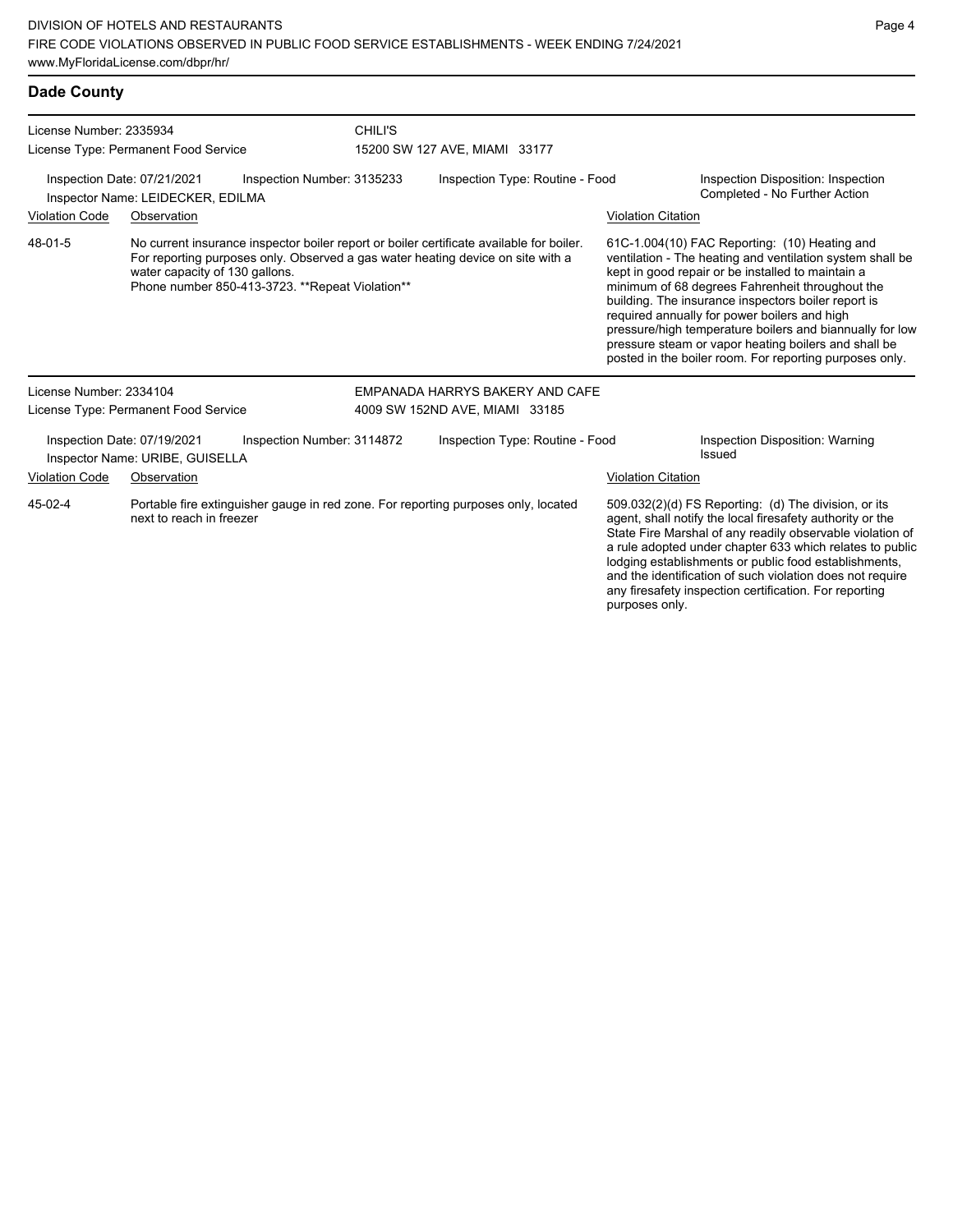## Dade County

License Number: 2335934
License Type: Permanent Food Service

CHILI'S
15200 SW 127 AVE, MIAMI 33177

Inspection Date: 07/21/2021
Inspector Name: LEIDECKER, EDILMA
Inspection Number: 3135233
Inspection Type: Routine - Food
Inspection Disposition: Inspection Completed - No Further Action

| Violation Code | Observation | Violation Citation |
|---|---|---|
| 48-01-5 | No current insurance inspector boiler report or boiler certificate available for boiler. For reporting purposes only. Observed a gas water heating device on site with a water capacity of 130 gallons. Phone number 850-413-3723. **Repeat Violation** | 61C-1.004(10) FAC Reporting: (10) Heating and ventilation - The heating and ventilation system shall be kept in good repair or be installed to maintain a minimum of 68 degrees Fahrenheit throughout the building. The insurance inspectors boiler report is required annually for power boilers and high pressure/high temperature boilers and biannually for low pressure steam or vapor heating boilers and shall be posted in the boiler room. For reporting purposes only. |

License Number: 2334104
License Type: Permanent Food Service

EMPANADA HARRYS BAKERY AND CAFE
4009 SW 152ND AVE, MIAMI 33185

Inspection Date: 07/19/2021
Inspector Name: URIBE, GUISELLA
Inspection Number: 3114872
Inspection Type: Routine - Food
Inspection Disposition: Warning Issued

| Violation Code | Observation | Violation Citation |
|---|---|---|
| 45-02-4 | Portable fire extinguisher gauge in red zone. For reporting purposes only, located next to reach in freezer | 509.032(2)(d) FS Reporting: (d) The division, or its agent, shall notify the local firesafety authority or the State Fire Marshal of any readily observable violation of a rule adopted under chapter 633 which relates to public lodging establishments or public food establishments, and the identification of such violation does not require any firesafety inspection certification. For reporting purposes only. |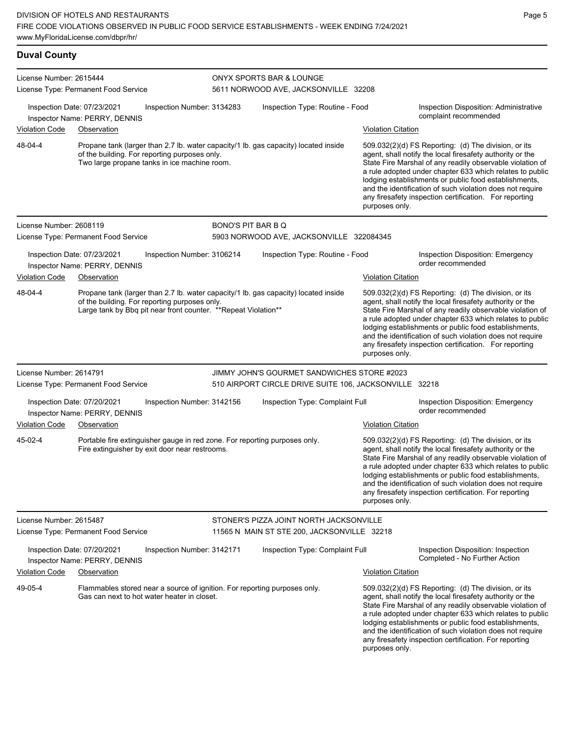## Duval County

**License Number:** 2615444
**License Type:** Permanent Food Service
**ONYX SPORTS BAR & LOUNGE**
5611 NORWOOD AVE, JACKSONVILLE 32208

Inspection Date: 07/23/2021 | Inspection Number: 3134283 | Inspection Type: Routine - Food | Inspection Disposition: Administrative complaint recommended
Inspector Name: PERRY, DENNIS

| Violation Code | Observation | Violation Citation |
|---|---|---|
| 48-04-4 | Propane tank (larger than 2.7 lb. water capacity/1 lb. gas capacity) located inside of the building. For reporting purposes only. Two large propane tanks in ice machine room. | 509.032(2)(d) FS Reporting: (d) The division, or its agent, shall notify the local firesafety authority or the State Fire Marshal of any readily observable violation of a rule adopted under chapter 633 which relates to public lodging establishments or public food establishments, and the identification of such violation does not require any firesafety inspection certification. For reporting purposes only. |

---

**License Number:** 2608119
**License Type:** Permanent Food Service
**BONO'S PIT BAR B Q**
5903 NORWOOD AVE, JACKSONVILLE 322084345

Inspection Date: 07/23/2021 | Inspection Number: 3106214 | Inspection Type: Routine - Food | Inspection Disposition: Emergency order recommended
Inspector Name: PERRY, DENNIS

| Violation Code | Observation | Violation Citation |
|---|---|---|
| 48-04-4 | Propane tank (larger than 2.7 lb. water capacity/1 lb. gas capacity) located inside of the building. For reporting purposes only. Large tank by Bbq pit near front counter. **Repeat Violation** | 509.032(2)(d) FS Reporting: (d) The division, or its agent, shall notify the local firesafety authority or the State Fire Marshal of any readily observable violation of a rule adopted under chapter 633 which relates to public lodging establishments or public food establishments, and the identification of such violation does not require any firesafety inspection certification. For reporting purposes only. |

---

**License Number:** 2614791
**License Type:** Permanent Food Service
**JIMMY JOHN'S GOURMET SANDWICHES STORE #2023**
510 AIRPORT CIRCLE DRIVE SUITE 106, JACKSONVILLE 32218

Inspection Date: 07/20/2021 | Inspection Number: 3142156 | Inspection Type: Complaint Full | Inspection Disposition: Emergency order recommended
Inspector Name: PERRY, DENNIS

| Violation Code | Observation | Violation Citation |
|---|---|---|
| 45-02-4 | Portable fire extinguisher gauge in red zone. For reporting purposes only. Fire extinguisher by exit door near restrooms. | 509.032(2)(d) FS Reporting: (d) The division, or its agent, shall notify the local firesafety authority or the State Fire Marshal of any readily observable violation of a rule adopted under chapter 633 which relates to public lodging establishments or public food establishments, and the identification of such violation does not require any firesafety inspection certification. For reporting purposes only. |

---

**License Number:** 2615487
**License Type:** Permanent Food Service
**STONER'S PIZZA JOINT NORTH JACKSONVILLE**
11565 N MAIN ST STE 200, JACKSONVILLE 32218

Inspection Date: 07/20/2021 | Inspection Number: 3142171 | Inspection Type: Complaint Full | Inspection Disposition: Inspection Completed - No Further Action
Inspector Name: PERRY, DENNIS

| Violation Code | Observation | Violation Citation |
|---|---|---|
| 49-05-4 | Flammables stored near a source of ignition. For reporting purposes only. Gas can next to hot water heater in closet. | 509.032(2)(d) FS Reporting: (d) The division, or its agent, shall notify the local firesafety authority or the State Fire Marshal of any readily observable violation of a rule adopted under chapter 633 which relates to public lodging establishments or public food establishments, and the identification of such violation does not require any firesafety inspection certification. For reporting purposes only. |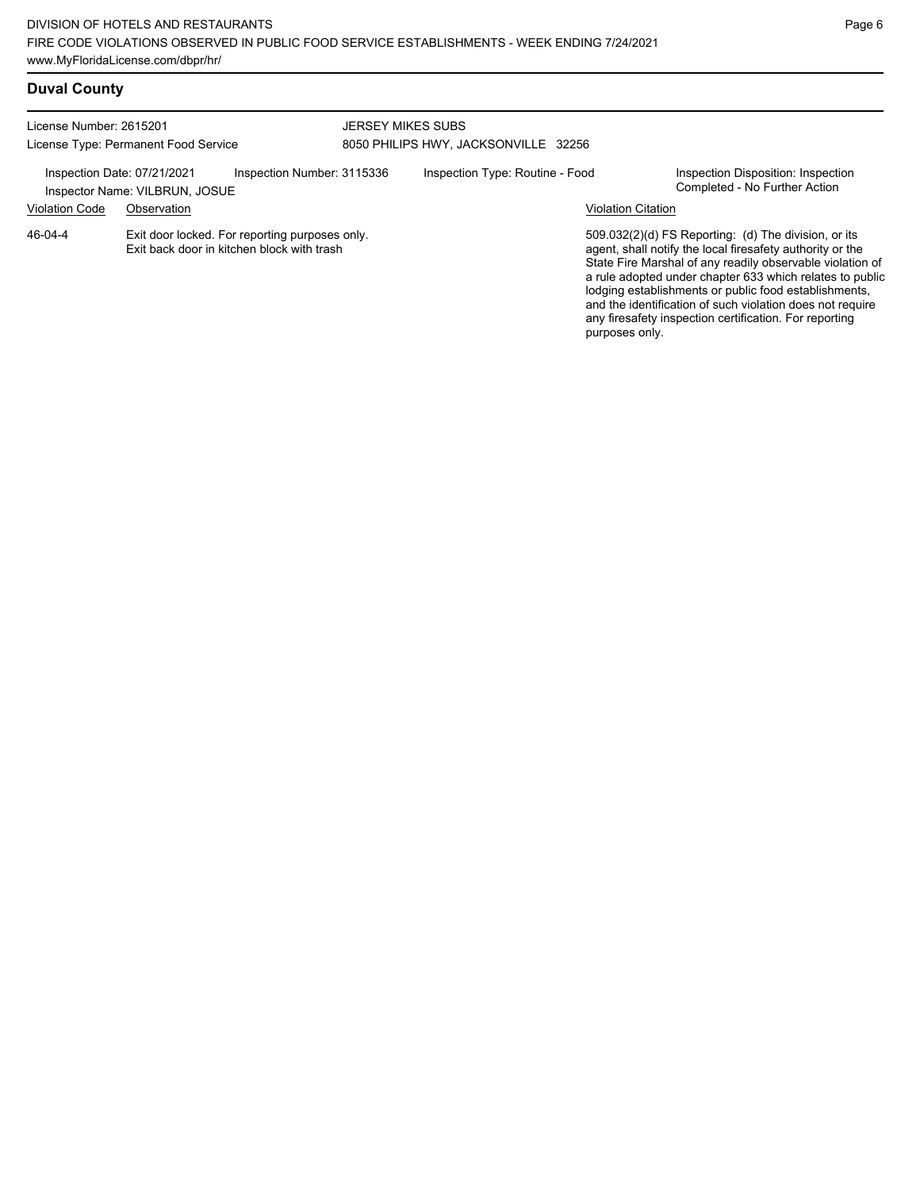## Duval County

License Number: 2615201
License Type: Permanent Food Service

JERSEY MIKES SUBS
8050 PHILIPS HWY, JACKSONVILLE 32256

Inspection Date: 07/21/2021
Inspector Name: VILBRUN, JOSUE
Inspection Number: 3115336
Inspection Type: Routine - Food
Inspection Disposition: Inspection Completed - No Further Action

| Violation Code | Observation | Violation Citation |
| --- | --- | --- |
| 46-04-4 | Exit door locked. For reporting purposes only. Exit back door in kitchen block with trash | 509.032(2)(d) FS Reporting: (d) The division, or its agent, shall notify the local firesafety authority or the State Fire Marshal of any readily observable violation of a rule adopted under chapter 633 which relates to public lodging establishments or public food establishments, and the identification of such violation does not require any firesafety inspection certification. For reporting purposes only. |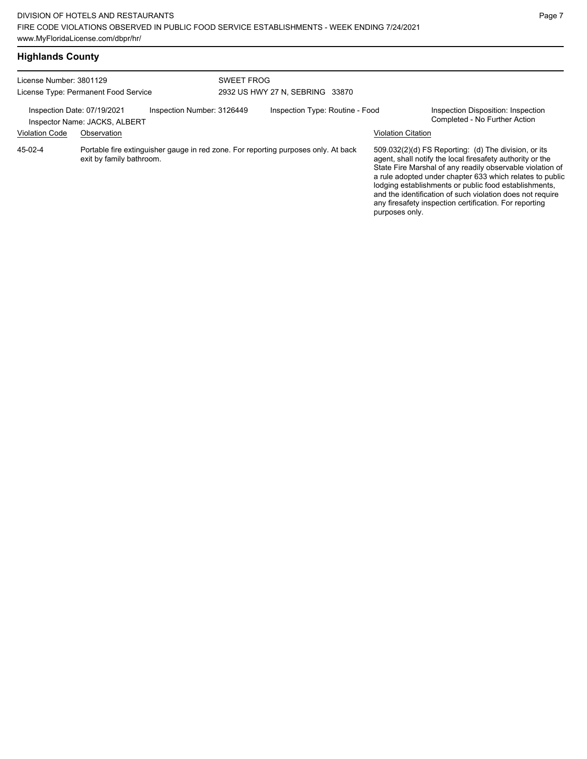## Highlands County

License Number: 3801129
License Type: Permanent Food Service

SWEET FROG
2932 US HWY 27 N, SEBRING 33870

Inspection Date: 07/19/2021
Inspector Name: JACKS, ALBERT

Inspection Number: 3126449

Inspection Type: Routine - Food

Inspection Disposition: Inspection Completed - No Further Action

| Violation Code | Observation | Violation Citation |
| --- | --- | --- |
| 45-02-4 | Portable fire extinguisher gauge in red zone. For reporting purposes only. At back exit by family bathroom. | 509.032(2)(d) FS Reporting: (d) The division, or its agent, shall notify the local firesafety authority or the State Fire Marshal of any readily observable violation of a rule adopted under chapter 633 which relates to public lodging establishments or public food establishments, and the identification of such violation does not require any firesafety inspection certification. For reporting purposes only. |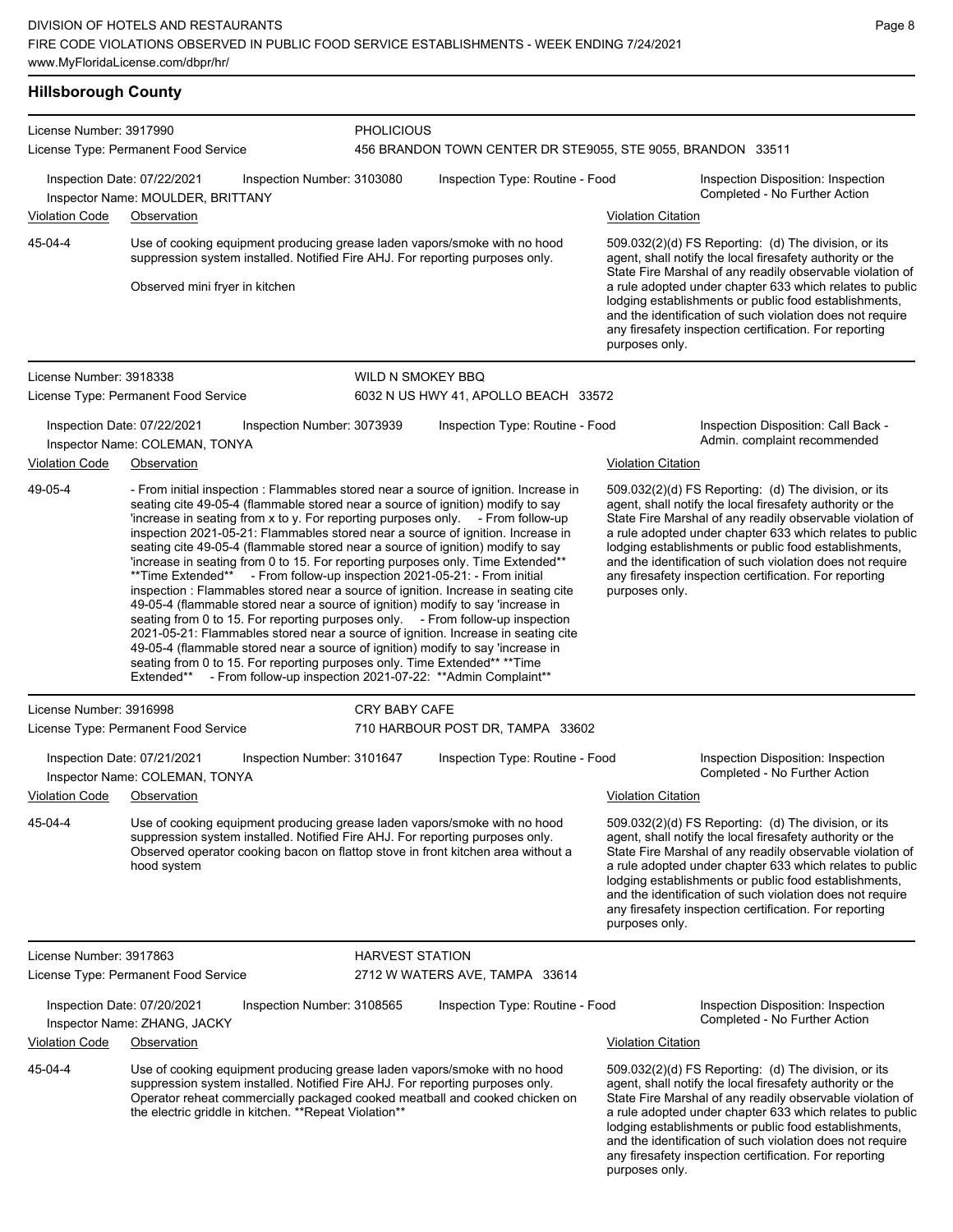## Hillsborough County

**License Number:** 3917990
**License Type:** Permanent Food Service

**PHOLICIOUS**
456 BRANDON TOWN CENTER DR STE9055, STE 9055, BRANDON 33511

Inspection Date: 07/22/2021 | Inspection Number: 3103080 | Inspection Type: Routine - Food | Inspection Disposition: Inspection Completed - No Further Action
Inspector Name: MOULDER, BRITTANY

| Violation Code | Observation | Violation Citation |
| --- | --- | --- |
| 45-04-4 | Use of cooking equipment producing grease laden vapors/smoke with no hood suppression system installed. Notified Fire AHJ. For reporting purposes only.<br><br>Observed mini fryer in kitchen | 509.032(2)(d) FS Reporting: (d) The division, or its agent, shall notify the local firesafety authority or the State Fire Marshal of any readily observable violation of a rule adopted under chapter 633 which relates to public lodging establishments or public food establishments, and the identification of such violation does not require any firesafety inspection certification. For reporting purposes only. |

---

**License Number:** 3918338
**License Type:** Permanent Food Service

**WILD N SMOKEY BBQ**
6032 N US HWY 41, APOLLO BEACH 33572

Inspection Date: 07/22/2021 | Inspection Number: 3073939 | Inspection Type: Routine - Food | Inspection Disposition: Call Back - Admin. complaint recommended
Inspector Name: COLEMAN, TONYA

| Violation Code | Observation | Violation Citation |
| --- | --- | --- |
| 49-05-4 | - From initial inspection : Flammables stored near a source of ignition. Increase in seating cite 49-05-4 (flammable stored near a source of ignition) modify to say 'increase in seating from x to y. For reporting purposes only. - From follow-up inspection 2021-05-21: Flammables stored near a source of ignition. Increase in seating cite 49-05-4 (flammable stored near a source of ignition) modify to say 'increase in seating from 0 to 15. For reporting purposes only. Time Extended** **Time Extended** - From follow-up inspection 2021-05-21: - From initial inspection : Flammables stored near a source of ignition. Increase in seating cite 49-05-4 (flammable stored near a source of ignition) modify to say 'increase in seating from 0 to 15. For reporting purposes only. - From follow-up inspection 2021-05-21: Flammables stored near a source of ignition. Increase in seating cite 49-05-4 (flammable stored near a source of ignition) modify to say 'increase in seating from 0 to 15. For reporting purposes only. Time Extended** **Time Extended** - From follow-up inspection 2021-07-22: **Admin Complaint** | 509.032(2)(d) FS Reporting: (d) The division, or its agent, shall notify the local firesafety authority or the State Fire Marshal of any readily observable violation of a rule adopted under chapter 633 which relates to public lodging establishments or public food establishments, and the identification of such violation does not require any firesafety inspection certification. For reporting purposes only. |

---

**License Number:** 3916998
**License Type:** Permanent Food Service

**CRY BABY CAFE**
710 HARBOUR POST DR, TAMPA 33602

Inspection Date: 07/21/2021 | Inspection Number: 3101647 | Inspection Type: Routine - Food | Inspection Disposition: Inspection Completed - No Further Action
Inspector Name: COLEMAN, TONYA

| Violation Code | Observation | Violation Citation |
| --- | --- | --- |
| 45-04-4 | Use of cooking equipment producing grease laden vapors/smoke with no hood suppression system installed. Notified Fire AHJ. For reporting purposes only. Observed operator cooking bacon on flattop stove in front kitchen area without a hood system | 509.032(2)(d) FS Reporting: (d) The division, or its agent, shall notify the local firesafety authority or the State Fire Marshal of any readily observable violation of a rule adopted under chapter 633 which relates to public lodging establishments or public food establishments, and the identification of such violation does not require any firesafety inspection certification. For reporting purposes only. |

---

**License Number:** 3917863
**License Type:** Permanent Food Service

**HARVEST STATION**
2712 W WATERS AVE, TAMPA 33614

Inspection Date: 07/20/2021 | Inspection Number: 3108565 | Inspection Type: Routine - Food | Inspection Disposition: Inspection Completed - No Further Action
Inspector Name: ZHANG, JACKY

| Violation Code | Observation | Violation Citation |
| --- | --- | --- |
| 45-04-4 | Use of cooking equipment producing grease laden vapors/smoke with no hood suppression system installed. Notified Fire AHJ. For reporting purposes only. Operator reheat commercially packaged cooked meatball and cooked chicken on the electric griddle in kitchen. **Repeat Violation** | 509.032(2)(d) FS Reporting: (d) The division, or its agent, shall notify the local firesafety authority or the State Fire Marshal of any readily observable violation of a rule adopted under chapter 633 which relates to public lodging establishments or public food establishments, and the identification of such violation does not require any firesafety inspection certification. For reporting purposes only. |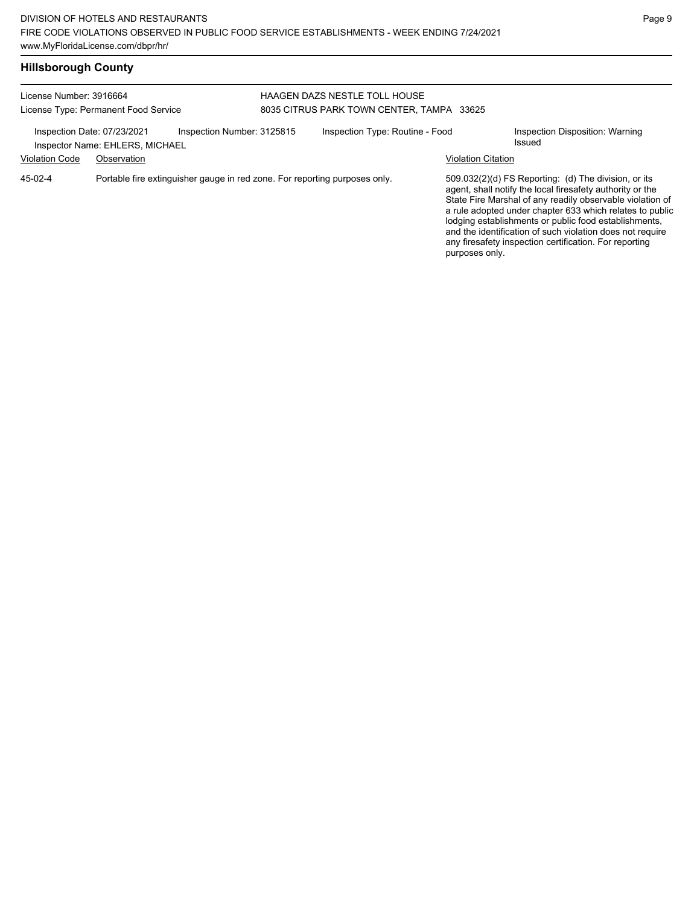## Hillsborough County

License Number: 3916664
License Type: Permanent Food Service

HAAGEN DAZS NESTLE TOLL HOUSE
8035 CITRUS PARK TOWN CENTER, TAMPA 33625

Inspection Date: 07/23/2021
Inspector Name: EHLERS, MICHAEL
Inspection Number: 3125815
Inspection Type: Routine - Food
Inspection Disposition: Warning Issued

| Violation Code | Observation | Violation Citation |
| --- | --- | --- |
| 45-02-4 | Portable fire extinguisher gauge in red zone. For reporting purposes only. | 509.032(2)(d) FS Reporting: (d) The division, or its agent, shall notify the local firesafety authority or the State Fire Marshal of any readily observable violation of a rule adopted under chapter 633 which relates to public lodging establishments or public food establishments, and the identification of such violation does not require any firesafety inspection certification. For reporting purposes only. |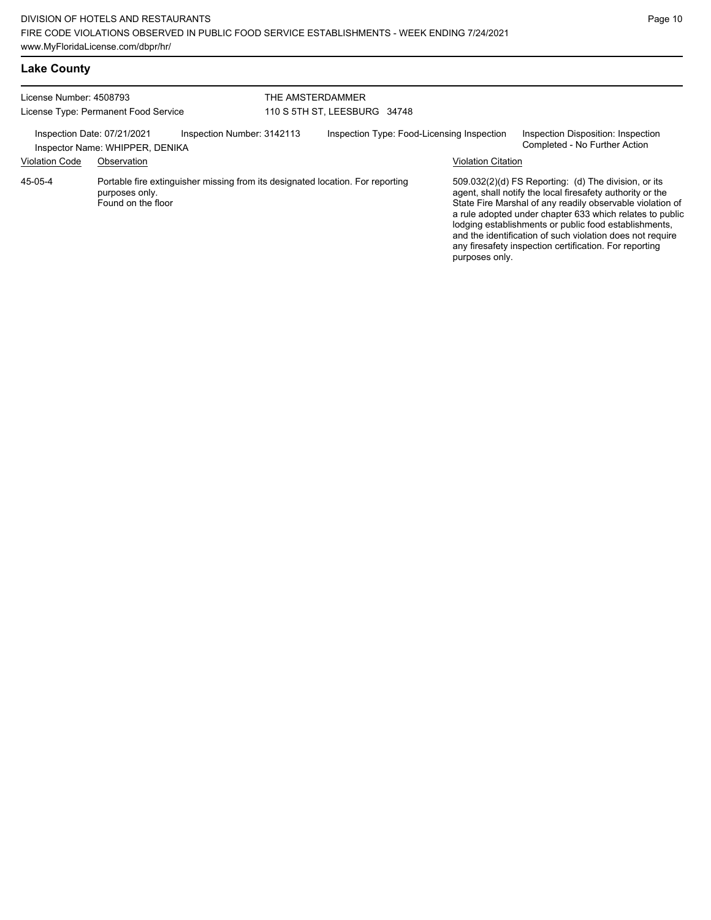## Lake County

License Number: 4508793
License Type: Permanent Food Service

THE AMSTERDAMMER
110 S 5TH ST, LEESBURG 34748

Inspection Date: 07/21/2021
Inspector Name: WHIPPER, DENIKA
Inspection Number: 3142113
Inspection Type: Food-Licensing Inspection
Inspection Disposition: Inspection Completed - No Further Action

| Violation Code | Observation | Violation Citation |
|---|---|---|
| 45-05-4 | Portable fire extinguisher missing from its designated location. For reporting purposes only. Found on the floor | 509.032(2)(d) FS Reporting: (d) The division, or its agent, shall notify the local firesafety authority or the State Fire Marshal of any readily observable violation of a rule adopted under chapter 633 which relates to public lodging establishments or public food establishments, and the identification of such violation does not require any firesafety inspection certification. For reporting purposes only. |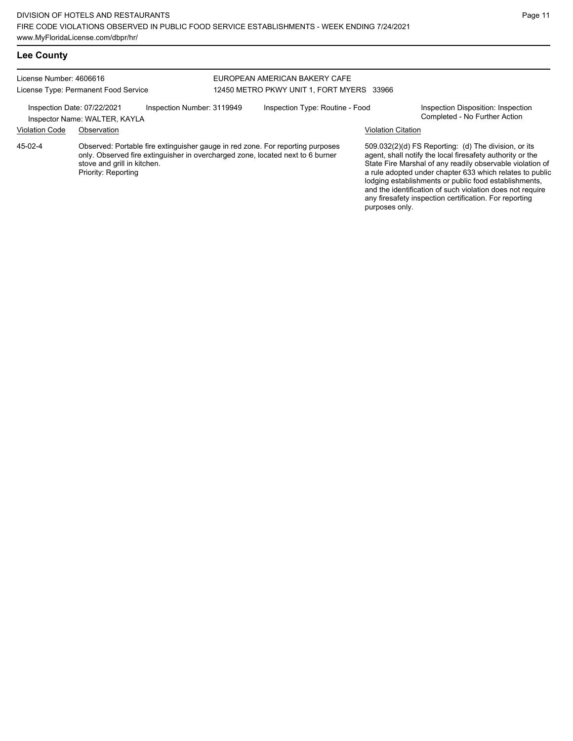## Lee County

License Number: 4606616
License Type: Permanent Food Service

EUROPEAN AMERICAN BAKERY CAFE
12450 METRO PKWY UNIT 1, FORT MYERS 33966

Inspection Date: 07/22/2021
Inspector Name: WALTER, KAYLA
Inspection Number: 3119949
Inspection Type: Routine - Food
Inspection Disposition: Inspection Completed - No Further Action

| Violation Code | Observation | Violation Citation |
| --- | --- | --- |
| 45-02-4 | Observed: Portable fire extinguisher gauge in red zone. For reporting purposes only. Observed fire extinguisher in overcharged zone, located next to 6 burner stove and grill in kitchen. Priority: Reporting | 509.032(2)(d) FS Reporting: (d) The division, or its agent, shall notify the local firesafety authority or the State Fire Marshal of any readily observable violation of a rule adopted under chapter 633 which relates to public lodging establishments or public food establishments, and the identification of such violation does not require any firesafety inspection certification. For reporting purposes only. |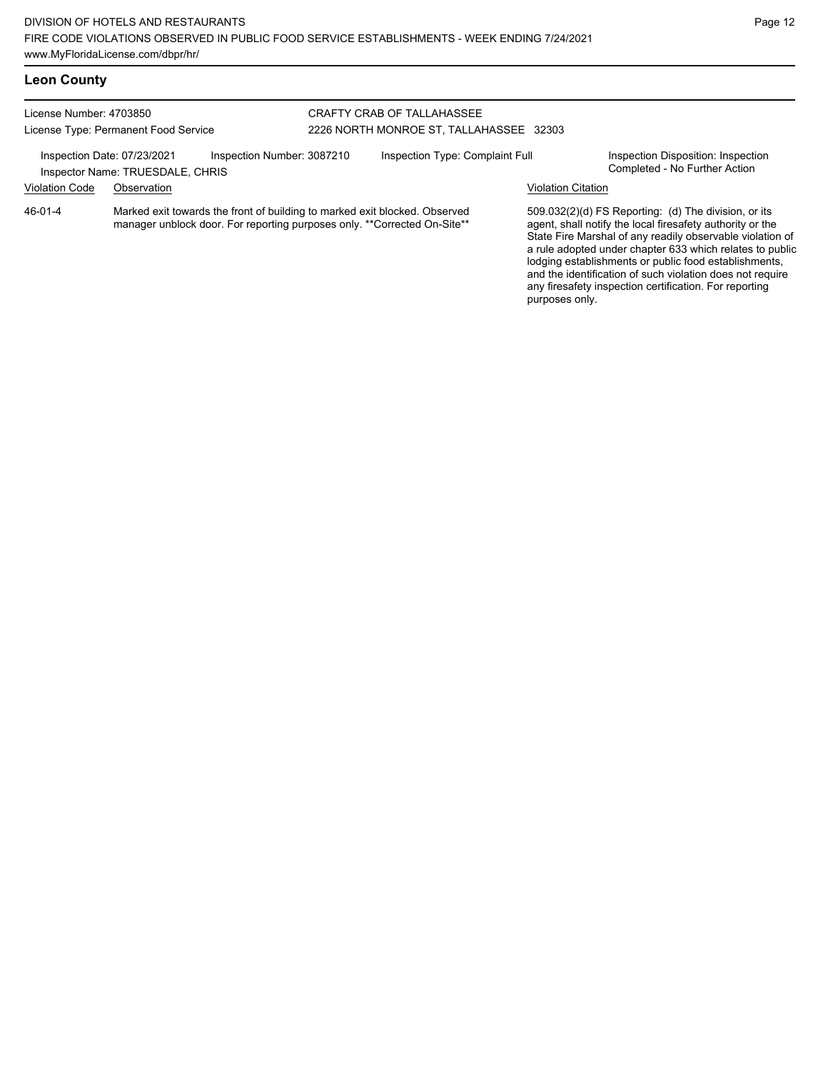## Leon County

License Number: 4703850
License Type: Permanent Food Service

CRAFTY CRAB OF TALLAHASSEE
2226 NORTH MONROE ST, TALLAHASSEE 32303

Inspection Date: 07/23/2021 Inspection Number: 3087210 Inspection Type: Complaint Full Inspection Disposition: Inspection Completed - No Further Action
Inspector Name: TRUESDALE, CHRIS

| Violation Code | Observation | Violation Citation |
|---|---|---|
| 46-01-4 | Marked exit towards the front of building to marked exit blocked. Observed manager unblock door. For reporting purposes only. **Corrected On-Site** | 509.032(2)(d) FS Reporting: (d) The division, or its agent, shall notify the local firesafety authority or the State Fire Marshal of any readily observable violation of a rule adopted under chapter 633 which relates to public lodging establishments or public food establishments, and the identification of such violation does not require any firesafety inspection certification. For reporting purposes only. |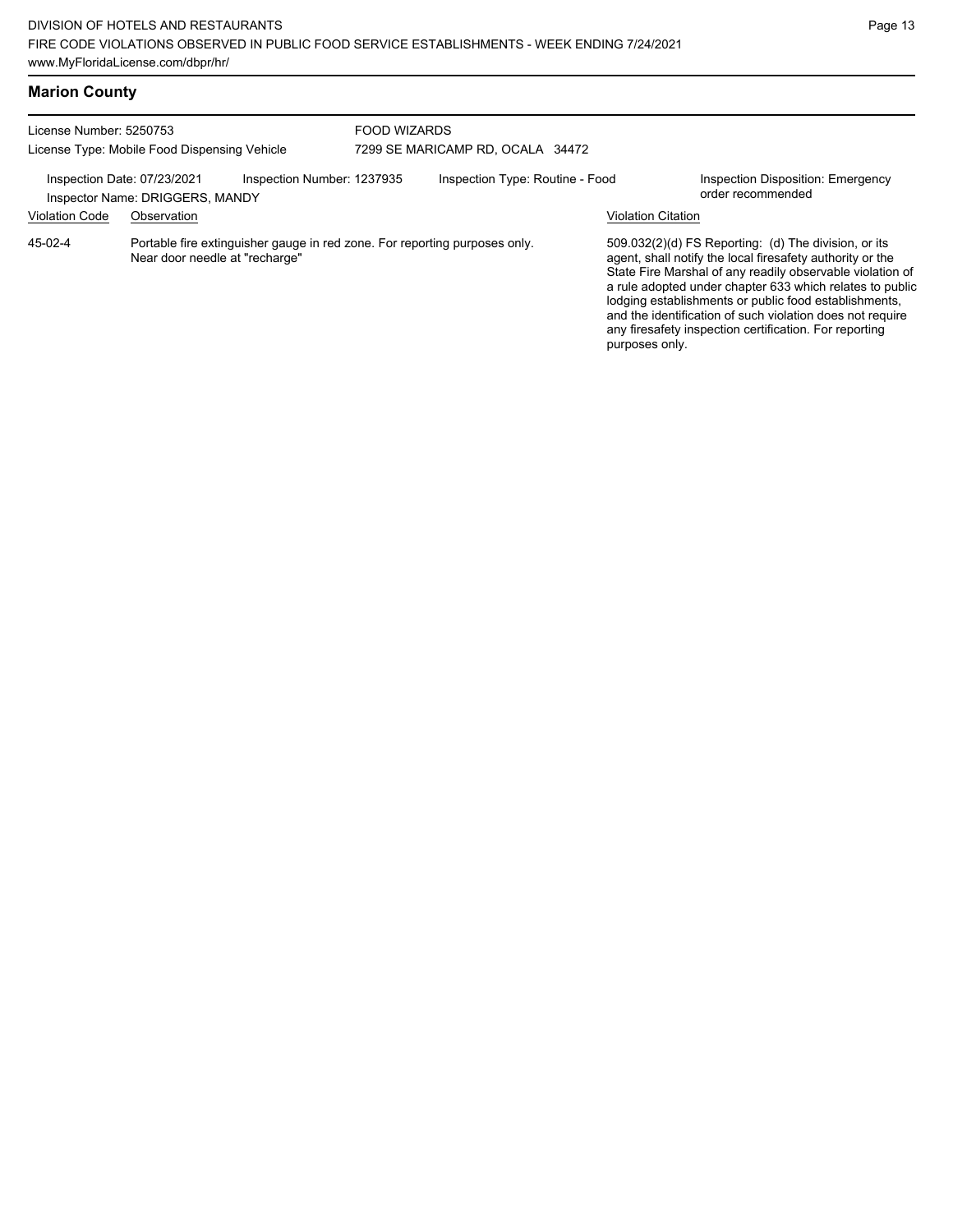## Marion County

License Number: 5250753
License Type: Mobile Food Dispensing Vehicle

FOOD WIZARDS
7299 SE MARICAMP RD, OCALA 34472

Inspection Date: 07/23/2021
Inspector Name: DRIGGERS, MANDY
Inspection Number: 1237935
Inspection Type: Routine - Food
Inspection Disposition: Emergency order recommended

| Violation Code | Observation | Violation Citation |
| --- | --- | --- |
| 45-02-4 | Portable fire extinguisher gauge in red zone. For reporting purposes only. Near door needle at "recharge" | 509.032(2)(d) FS Reporting: (d) The division, or its agent, shall notify the local firesafety authority or the State Fire Marshal of any readily observable violation of a rule adopted under chapter 633 which relates to public lodging establishments or public food establishments, and the identification of such violation does not require any firesafety inspection certification. For reporting purposes only. |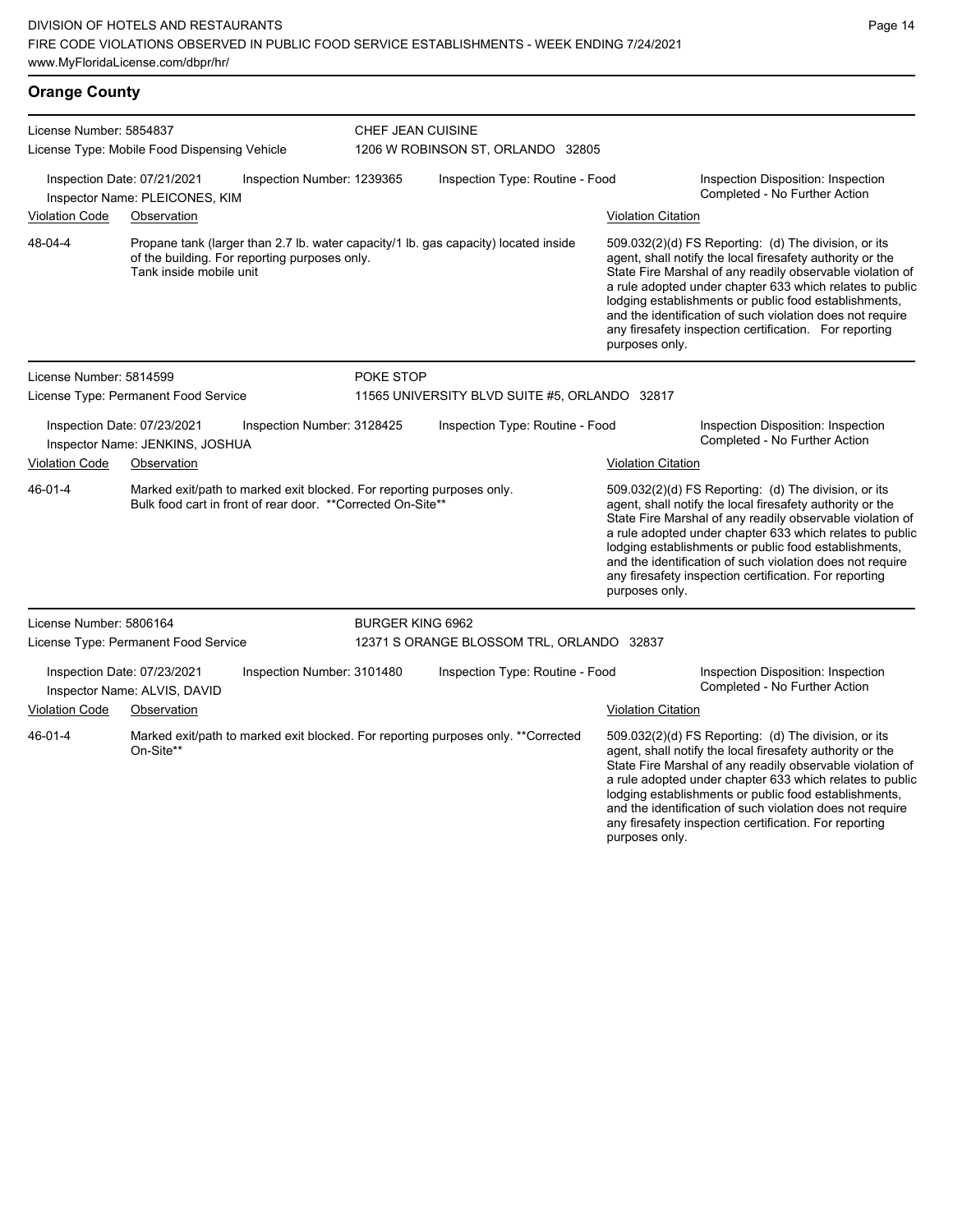## Orange County

**License Number:** 5854837
**License Type:** Mobile Food Dispensing Vehicle

**CHEF JEAN CUISINE**
1206 W ROBINSON ST, ORLANDO 32805

Inspection Date: 07/21/2021
Inspection Number: 1239365
Inspection Type: Routine - Food
Inspection Disposition: Inspection Completed - No Further Action
Inspector Name: PLEICONES, KIM

| Violation Code | Observation | Violation Citation |
| --- | --- | --- |
| 48-04-4 | Propane tank (larger than 2.7 lb. water capacity/1 lb. gas capacity) located inside of the building. For reporting purposes only. Tank inside mobile unit | 509.032(2)(d) FS Reporting: (d) The division, or its agent, shall notify the local firesafety authority or the State Fire Marshal of any readily observable violation of a rule adopted under chapter 633 which relates to public lodging establishments or public food establishments, and the identification of such violation does not require any firesafety inspection certification. For reporting purposes only. |

---

**License Number:** 5814599
**License Type:** Permanent Food Service

**POKE STOP**
11565 UNIVERSITY BLVD SUITE #5, ORLANDO 32817

Inspection Date: 07/23/2021
Inspection Number: 3128425
Inspection Type: Routine - Food
Inspection Disposition: Inspection Completed - No Further Action
Inspector Name: JENKINS, JOSHUA

| Violation Code | Observation | Violation Citation |
| --- | --- | --- |
| 46-01-4 | Marked exit/path to marked exit blocked. For reporting purposes only. Bulk food cart in front of rear door. **Corrected On-Site** | 509.032(2)(d) FS Reporting: (d) The division, or its agent, shall notify the local firesafety authority or the State Fire Marshal of any readily observable violation of a rule adopted under chapter 633 which relates to public lodging establishments or public food establishments, and the identification of such violation does not require any firesafety inspection certification. For reporting purposes only. |

---

**License Number:** 5806164
**License Type:** Permanent Food Service

**BURGER KING 6962**
12371 S ORANGE BLOSSOM TRL, ORLANDO 32837

Inspection Date: 07/23/2021
Inspection Number: 3101480
Inspection Type: Routine - Food
Inspection Disposition: Inspection Completed - No Further Action
Inspector Name: ALVIS, DAVID

| Violation Code | Observation | Violation Citation |
| --- | --- | --- |
| 46-01-4 | Marked exit/path to marked exit blocked. For reporting purposes only. **Corrected On-Site** | 509.032(2)(d) FS Reporting: (d) The division, or its agent, shall notify the local firesafety authority or the State Fire Marshal of any readily observable violation of a rule adopted under chapter 633 which relates to public lodging establishments or public food establishments, and the identification of such violation does not require any firesafety inspection certification. For reporting purposes only. |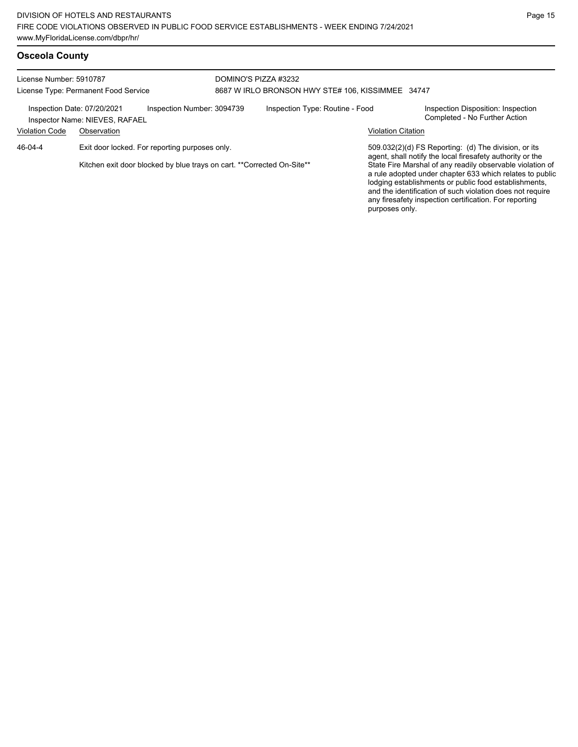## Osceola County

License Number: 5910787
License Type: Permanent Food Service

DOMINO'S PIZZA #3232
8687 W IRLO BRONSON HWY STE# 106, KISSIMMEE 34747

Inspection Date: 07/20/2021
Inspector Name: NIEVES, RAFAEL

Inspection Number: 3094739

Inspection Type: Routine - Food

Inspection Disposition: Inspection Completed - No Further Action

| Violation Code | Observation | Violation Citation |
|---|---|---|
| 46-04-4 | Exit door locked. For reporting purposes only.<br><br>Kitchen exit door blocked by blue trays on cart. **Corrected On-Site** | 509.032(2)(d) FS Reporting: (d) The division, or its agent, shall notify the local firesafety authority or the State Fire Marshal of any readily observable violation of a rule adopted under chapter 633 which relates to public lodging establishments or public food establishments, and the identification of such violation does not require any firesafety inspection certification. For reporting purposes only. |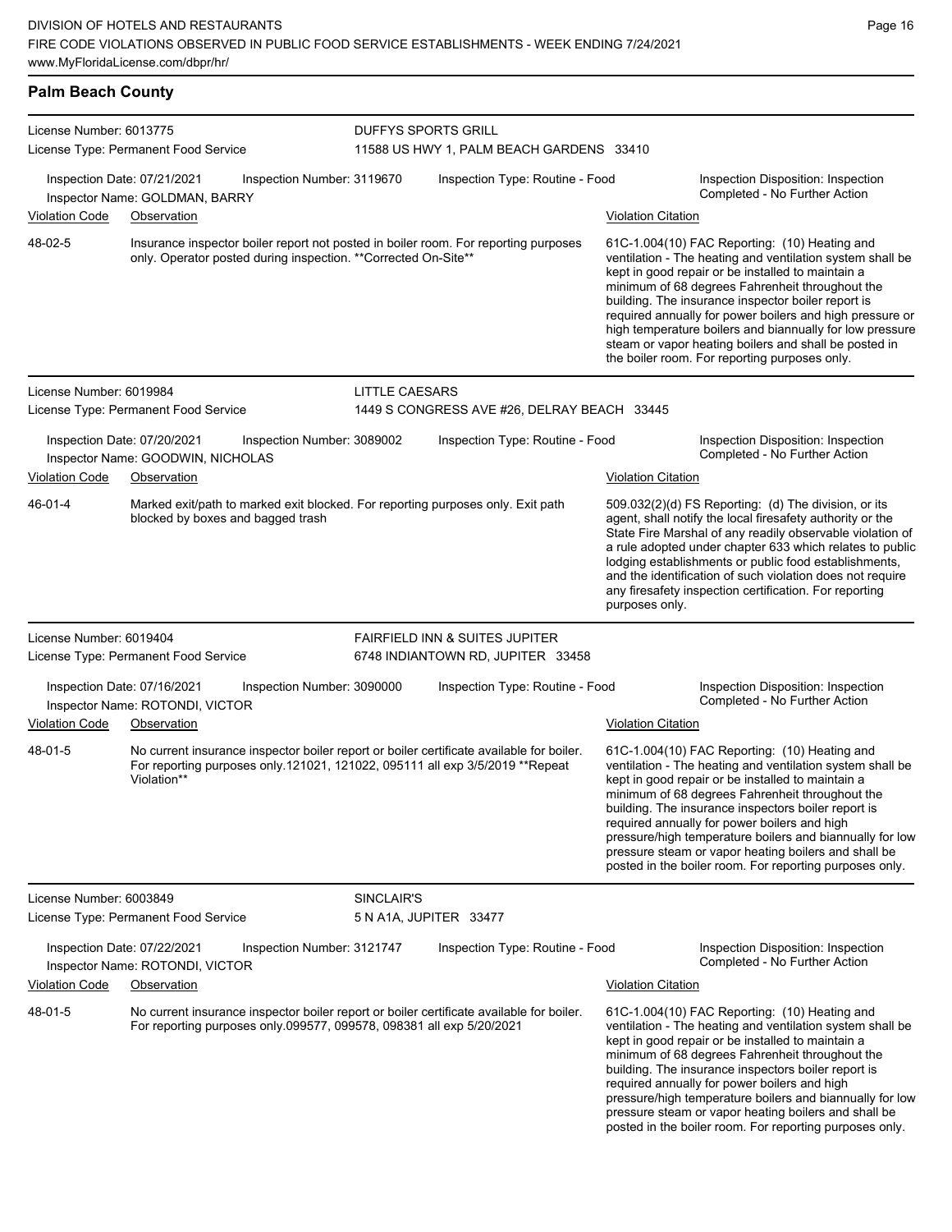## Palm Beach County

**License Number:** 6013775
**License Type:** Permanent Food Service

**DUFFYS SPORTS GRILL**
11588 US HWY 1, PALM BEACH GARDENS 33410

Inspection Date: 07/21/2021 | Inspection Number: 3119670 | Inspection Type: Routine - Food | Inspection Disposition: Inspection Completed - No Further Action
Inspector Name: GOLDMAN, BARRY

| Violation Code | Observation | Violation Citation |
|---|---|---|
| 48-02-5 | Insurance inspector boiler report not posted in boiler room. For reporting purposes only. Operator posted during inspection. **Corrected On-Site** | 61C-1.004(10) FAC Reporting: (10) Heating and ventilation - The heating and ventilation system shall be kept in good repair or be installed to maintain a minimum of 68 degrees Fahrenheit throughout the building. The insurance inspector boiler report is required annually for power boilers and high pressure or high temperature boilers and biannually for low pressure steam or vapor heating boilers and shall be posted in the boiler room. For reporting purposes only. |

---

**License Number:** 6019984
**License Type:** Permanent Food Service

**LITTLE CAESARS**
1449 S CONGRESS AVE #26, DELRAY BEACH 33445

Inspection Date: 07/20/2021 | Inspection Number: 3089002 | Inspection Type: Routine - Food | Inspection Disposition: Inspection Completed - No Further Action
Inspector Name: GOODWIN, NICHOLAS

| Violation Code | Observation | Violation Citation |
|---|---|---|
| 46-01-4 | Marked exit/path to marked exit blocked. For reporting purposes only. Exit path blocked by boxes and bagged trash | 509.032(2)(d) FS Reporting: (d) The division, or its agent, shall notify the local firesafety authority or the State Fire Marshal of any readily observable violation of a rule adopted under chapter 633 which relates to public lodging establishments or public food establishments, and the identification of such violation does not require any firesafety inspection certification. For reporting purposes only. |

---

**License Number:** 6019404
**License Type:** Permanent Food Service

**FAIRFIELD INN & SUITES JUPITER**
6748 INDIANTOWN RD, JUPITER 33458

Inspection Date: 07/16/2021 | Inspection Number: 3090000 | Inspection Type: Routine - Food | Inspection Disposition: Inspection Completed - No Further Action
Inspector Name: ROTONDI, VICTOR

| Violation Code | Observation | Violation Citation |
|---|---|---|
| 48-01-5 | No current insurance inspector boiler report or boiler certificate available for boiler. For reporting purposes only.121021, 121022, 095111 all exp 3/5/2019 **Repeat Violation** | 61C-1.004(10) FAC Reporting: (10) Heating and ventilation - The heating and ventilation system shall be kept in good repair or be installed to maintain a minimum of 68 degrees Fahrenheit throughout the building. The insurance inspectors boiler report is required annually for power boilers and high pressure/high temperature boilers and biannually for low pressure steam or vapor heating boilers and shall be posted in the boiler room. For reporting purposes only. |

---

**License Number:** 6003849
**License Type:** Permanent Food Service

**SINCLAIR'S**
5 N A1A, JUPITER 33477

Inspection Date: 07/22/2021 | Inspection Number: 3121747 | Inspection Type: Routine - Food | Inspection Disposition: Inspection Completed - No Further Action
Inspector Name: ROTONDI, VICTOR

| Violation Code | Observation | Violation Citation |
|---|---|---|
| 48-01-5 | No current insurance inspector boiler report or boiler certificate available for boiler. For reporting purposes only.099577, 099578, 098381 all exp 5/20/2021 | 61C-1.004(10) FAC Reporting: (10) Heating and ventilation - The heating and ventilation system shall be kept in good repair or be installed to maintain a minimum of 68 degrees Fahrenheit throughout the building. The insurance inspectors boiler report is required annually for power boilers and high pressure/high temperature boilers and biannually for low pressure steam or vapor heating boilers and shall be posted in the boiler room. For reporting purposes only. |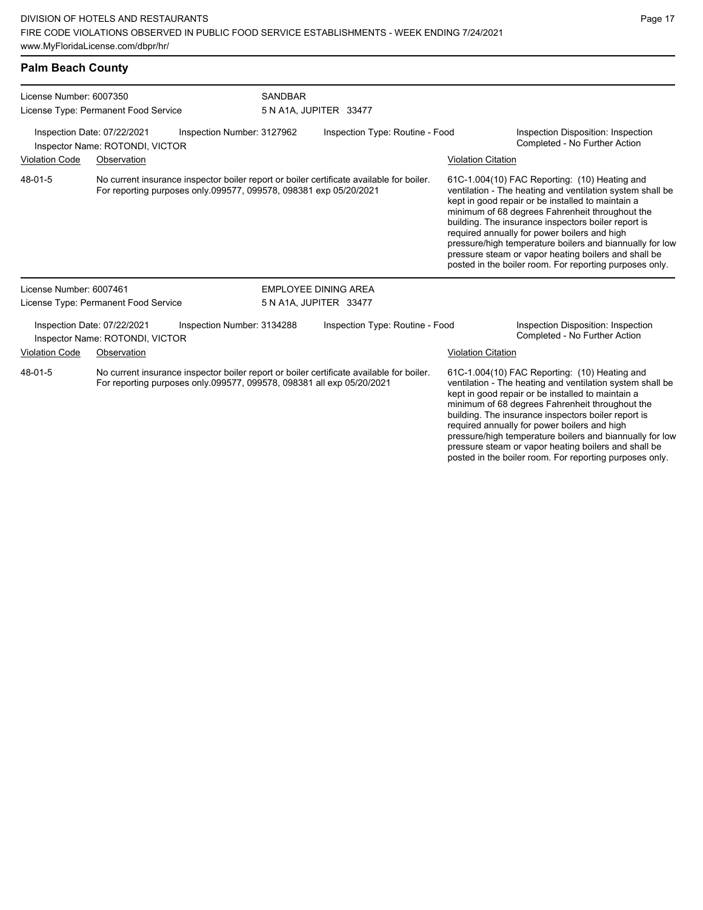## Palm Beach County

License Number: 6007350
License Type: Permanent Food Service

**SANDBAR**
5 N A1A, JUPITER 33477

Inspection Date: 07/22/2021
Inspection Number: 3127962
Inspection Type: Routine - Food
Inspection Disposition: Inspection Completed - No Further Action
Inspector Name: ROTONDI, VICTOR

| Violation Code | Observation | Violation Citation |
|---|---|---|
| 48-01-5 | No current insurance inspector boiler report or boiler certificate available for boiler. For reporting purposes only.099577, 099578, 098381 exp 05/20/2021 | 61C-1.004(10) FAC Reporting: (10) Heating and ventilation - The heating and ventilation system shall be kept in good repair or be installed to maintain a minimum of 68 degrees Fahrenheit throughout the building. The insurance inspectors boiler report is required annually for power boilers and high pressure/high temperature boilers and biannually for low pressure steam or vapor heating boilers and shall be posted in the boiler room. For reporting purposes only. |

License Number: 6007461
License Type: Permanent Food Service

**EMPLOYEE DINING AREA**
5 N A1A, JUPITER 33477

Inspection Date: 07/22/2021
Inspection Number: 3134288
Inspection Type: Routine - Food
Inspection Disposition: Inspection Completed - No Further Action
Inspector Name: ROTONDI, VICTOR

| Violation Code | Observation | Violation Citation |
|---|---|---|
| 48-01-5 | No current insurance inspector boiler report or boiler certificate available for boiler. For reporting purposes only.099577, 099578, 098381 all exp 05/20/2021 | 61C-1.004(10) FAC Reporting: (10) Heating and ventilation - The heating and ventilation system shall be kept in good repair or be installed to maintain a minimum of 68 degrees Fahrenheit throughout the building. The insurance inspectors boiler report is required annually for power boilers and high pressure/high temperature boilers and biannually for low pressure steam or vapor heating boilers and shall be posted in the boiler room. For reporting purposes only. |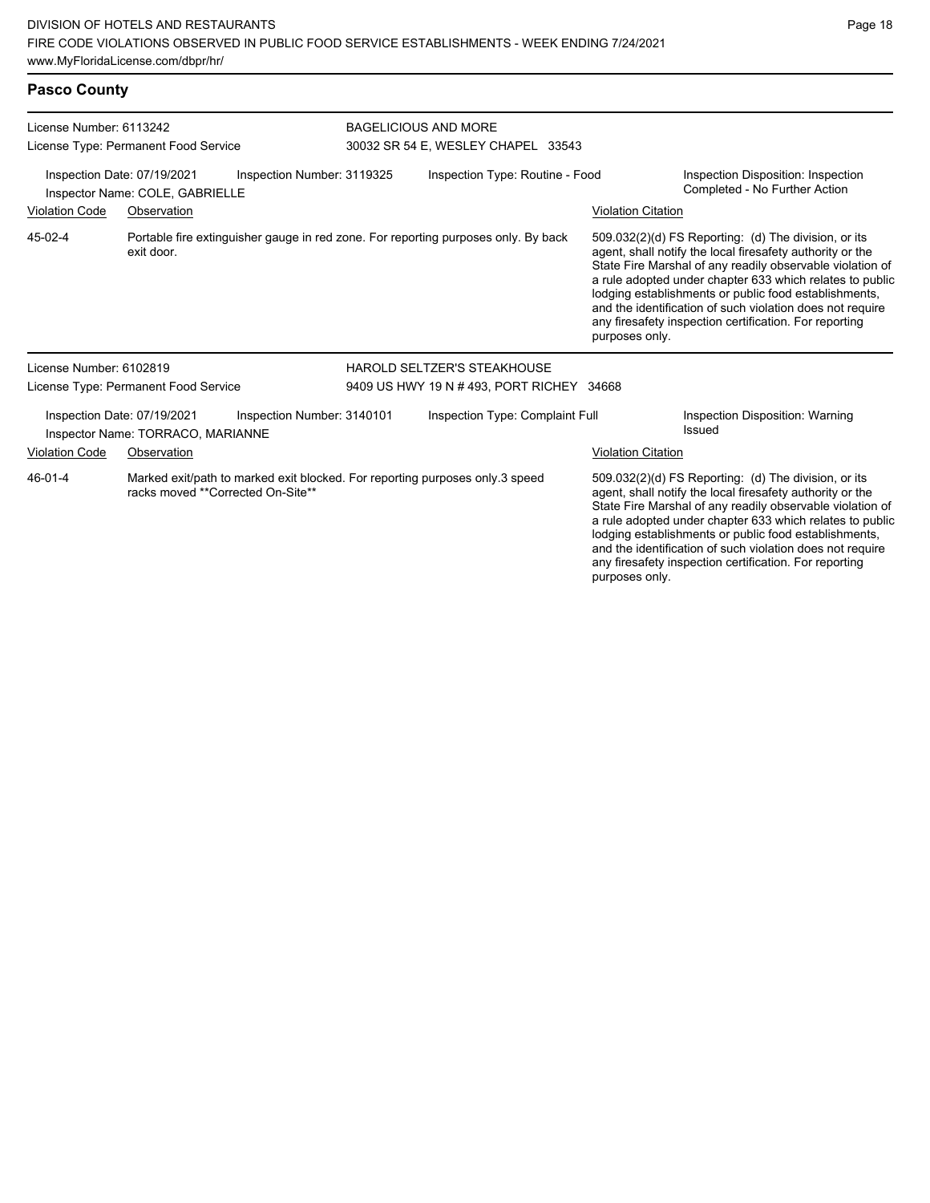## Pasco County

**License Number:** 6113242
**License Type:** Permanent Food Service

**BAGELICIOUS AND MORE**
30032 SR 54 E, WESLEY CHAPEL 33543

**Inspection Date:** 07/19/2021
**Inspection Number:** 3119325
**Inspection Type:** Routine - Food
**Inspector Name:** COLE, GABRIELLE
**Inspection Disposition:** Inspection Completed - No Further Action

| Violation Code | Observation | Violation Citation |
|---|---|---|
| 45-02-4 | Portable fire extinguisher gauge in red zone. For reporting purposes only. By back exit door. | 509.032(2)(d) FS Reporting: (d) The division, or its agent, shall notify the local firesafety authority or the State Fire Marshal of any readily observable violation of a rule adopted under chapter 633 which relates to public lodging establishments or public food establishments, and the identification of such violation does not require any firesafety inspection certification. For reporting purposes only. |

---

**License Number:** 6102819
**License Type:** Permanent Food Service

**HAROLD SELTZER'S STEAKHOUSE**
9409 US HWY 19 N # 493, PORT RICHEY 34668

**Inspection Date:** 07/19/2021
**Inspection Number:** 3140101
**Inspection Type:** Complaint Full
**Inspector Name:** TORRACO, MARIANNE
**Inspection Disposition:** Warning Issued

| Violation Code | Observation | Violation Citation |
|---|---|---|
| 46-01-4 | Marked exit/path to marked exit blocked. For reporting purposes only.3 speed racks moved **Corrected On-Site** | 509.032(2)(d) FS Reporting: (d) The division, or its agent, shall notify the local firesafety authority or the State Fire Marshal of any readily observable violation of a rule adopted under chapter 633 which relates to public lodging establishments or public food establishments, and the identification of such violation does not require any firesafety inspection certification. For reporting purposes only. |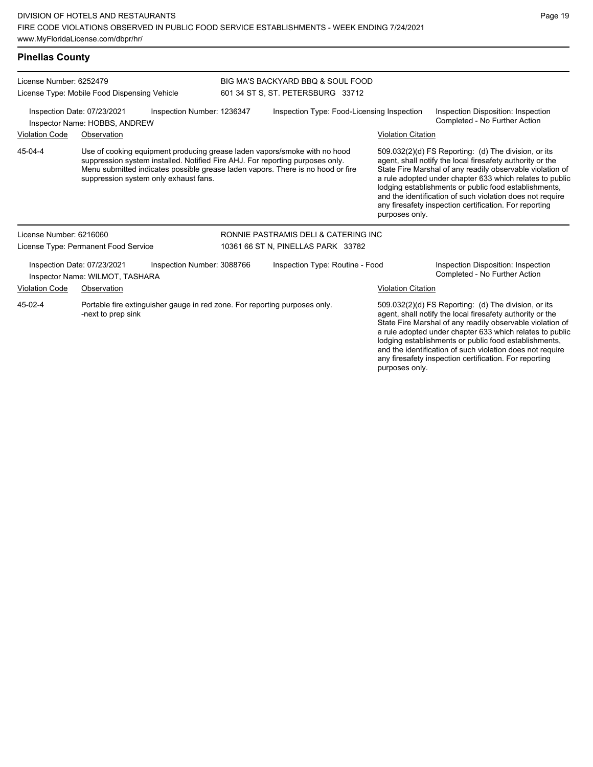## Pinellas County

License Number: 6252479
License Type: Mobile Food Dispensing Vehicle

BIG MA'S BACKYARD BBQ & SOUL FOOD
601 34 ST S, ST. PETERSBURG 33712

Inspection Date: 07/23/2021
Inspection Number: 1236347
Inspection Type: Food-Licensing Inspection
Inspection Disposition: Inspection Completed - No Further Action
Inspector Name: HOBBS, ANDREW

| Violation Code | Observation | Violation Citation |
|---|---|---|
| 45-04-4 | Use of cooking equipment producing grease laden vapors/smoke with no hood suppression system installed. Notified Fire AHJ. For reporting purposes only. Menu submitted indicates possible grease laden vapors. There is no hood or fire suppression system only exhaust fans. | 509.032(2)(d) FS Reporting: (d) The division, or its agent, shall notify the local firesafety authority or the State Fire Marshal of any readily observable violation of a rule adopted under chapter 633 which relates to public lodging establishments or public food establishments, and the identification of such violation does not require any firesafety inspection certification. For reporting purposes only. |

License Number: 6216060
License Type: Permanent Food Service

RONNIE PASTRAMIS DELI & CATERING INC
10361 66 ST N, PINELLAS PARK 33782

Inspection Date: 07/23/2021
Inspection Number: 3088766
Inspection Type: Routine - Food
Inspection Disposition: Inspection Completed - No Further Action
Inspector Name: WILMOT, TASHARA

| Violation Code | Observation | Violation Citation |
|---|---|---|
| 45-02-4 | Portable fire extinguisher gauge in red zone. For reporting purposes only. -next to prep sink | 509.032(2)(d) FS Reporting: (d) The division, or its agent, shall notify the local firesafety authority or the State Fire Marshal of any readily observable violation of a rule adopted under chapter 633 which relates to public lodging establishments or public food establishments, and the identification of such violation does not require any firesafety inspection certification. For reporting purposes only. |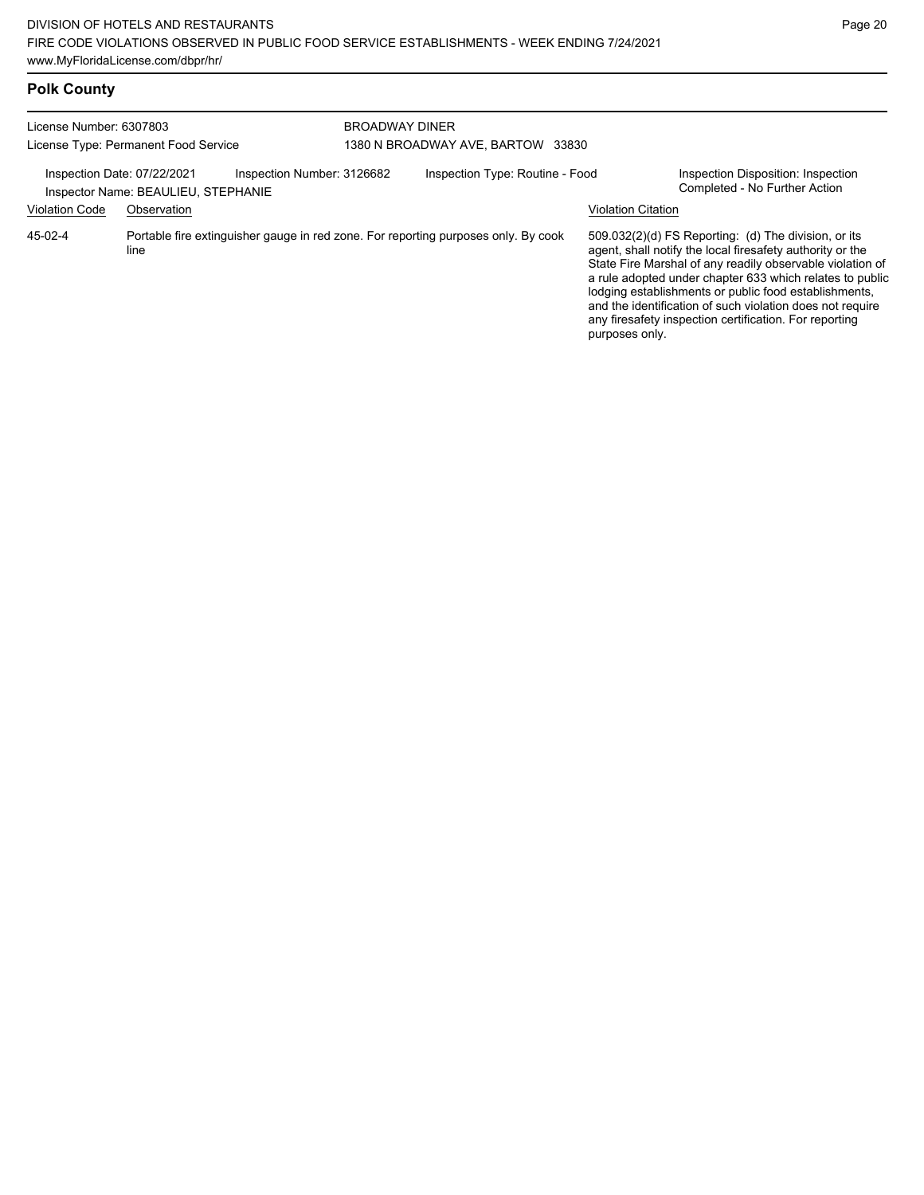## Polk County

License Number: 6307803
License Type: Permanent Food Service

BROADWAY DINER
1380 N BROADWAY AVE, BARTOW 33830

Inspection Date: 07/22/2021
Inspector Name: BEAULIEU, STEPHANIE
Inspection Number: 3126682
Inspection Type: Routine - Food
Inspection Disposition: Inspection Completed - No Further Action

| Violation Code | Observation | Violation Citation |
|---|---|---|
| 45-02-4 | Portable fire extinguisher gauge in red zone. For reporting purposes only. By cook line | 509.032(2)(d) FS Reporting: (d) The division, or its agent, shall notify the local firesafety authority or the State Fire Marshal of any readily observable violation of a rule adopted under chapter 633 which relates to public lodging establishments or public food establishments, and the identification of such violation does not require any firesafety inspection certification. For reporting purposes only. |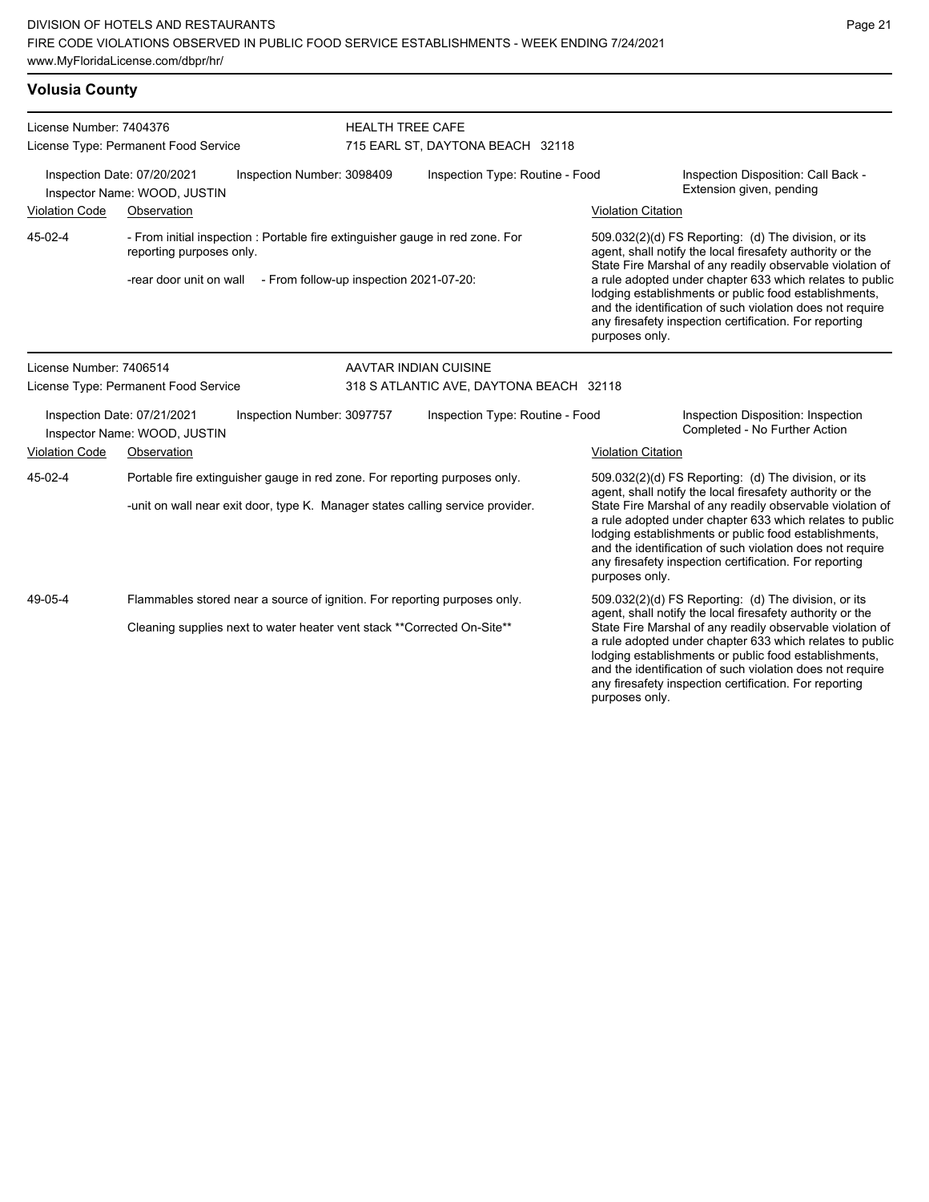## Volusia County

**License Number:** 7404376
**License Type:** Permanent Food Service

**HEALTH TREE CAFE**
715 EARL ST, DAYTONA BEACH 32118

Inspection Date: 07/20/2021
Inspector Name: WOOD, JUSTIN
Inspection Number: 3098409
Inspection Type: Routine - Food
Inspection Disposition: Call Back - Extension given, pending

| Violation Code | Observation | Violation Citation |
|---|---|---|
| 45-02-4 | - From initial inspection : Portable fire extinguisher gauge in red zone. For reporting purposes only.<br><br>-rear door unit on wall - From follow-up inspection 2021-07-20: | 509.032(2)(d) FS Reporting: (d) The division, or its agent, shall notify the local firesafety authority or the State Fire Marshal of any readily observable violation of a rule adopted under chapter 633 which relates to public lodging establishments or public food establishments, and the identification of such violation does not require any firesafety inspection certification. For reporting purposes only. |

**License Number:** 7406514
**License Type:** Permanent Food Service

**AAVTAR INDIAN CUISINE**
318 S ATLANTIC AVE, DAYTONA BEACH 32118

Inspection Date: 07/21/2021
Inspector Name: WOOD, JUSTIN
Inspection Number: 3097757
Inspection Type: Routine - Food
Inspection Disposition: Inspection Completed - No Further Action

| Violation Code | Observation | Violation Citation |
|---|---|---|
| 45-02-4 | Portable fire extinguisher gauge in red zone. For reporting purposes only.<br><br>-unit on wall near exit door, type K. Manager states calling service provider. | 509.032(2)(d) FS Reporting: (d) The division, or its agent, shall notify the local firesafety authority or the State Fire Marshal of any readily observable violation of a rule adopted under chapter 633 which relates to public lodging establishments or public food establishments, and the identification of such violation does not require any firesafety inspection certification. For reporting purposes only. |
| 49-05-4 | Flammables stored near a source of ignition. For reporting purposes only.<br><br>Cleaning supplies next to water heater vent stack **Corrected On-Site** | 509.032(2)(d) FS Reporting: (d) The division, or its agent, shall notify the local firesafety authority or the State Fire Marshal of any readily observable violation of a rule adopted under chapter 633 which relates to public lodging establishments or public food establishments, and the identification of such violation does not require any firesafety inspection certification. For reporting purposes only. |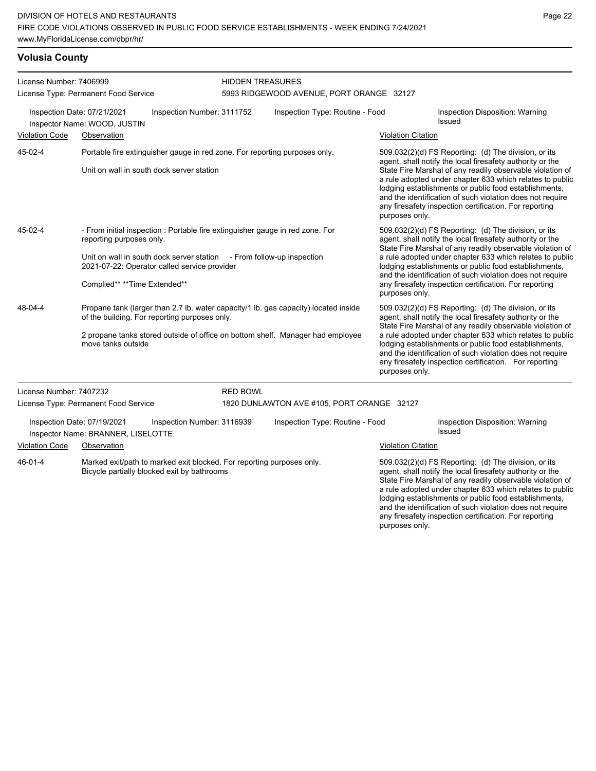## Volusia County

**License Number:** 7406999
**License Type:** Permanent Food Service

**HIDDEN TREASURES**
5993 RIDGEWOOD AVENUE, PORT ORANGE 32127

**Inspection Date:** 07/21/2021 **Inspection Number:** 3111752 **Inspection Type:** Routine - Food **Inspection Disposition:** Warning Issued
**Inspector Name:** WOOD, JUSTIN

| Violation Code | Observation | Violation Citation |
| --- | --- | --- |
| 45-02-4 | Portable fire extinguisher gauge in red zone. For reporting purposes only.<br><br>Unit on wall in south dock server station | 509.032(2)(d) FS Reporting: (d) The division, or its agent, shall notify the local firesafety authority or the State Fire Marshal of any readily observable violation of a rule adopted under chapter 633 which relates to public lodging establishments or public food establishments, and the identification of such violation does not require any firesafety inspection certification. For reporting purposes only. |
| 45-02-4 | - From initial inspection : Portable fire extinguisher gauge in red zone. For reporting purposes only.<br><br>Unit on wall in south dock server station - From follow-up inspection 2021-07-22: Operator called service provider<br><br>Complied** **Time Extended** | 509.032(2)(d) FS Reporting: (d) The division, or its agent, shall notify the local firesafety authority or the State Fire Marshal of any readily observable violation of a rule adopted under chapter 633 which relates to public lodging establishments or public food establishments, and the identification of such violation does not require any firesafety inspection certification. For reporting purposes only. |
| 48-04-4 | Propane tank (larger than 2.7 lb. water capacity/1 lb. gas capacity) located inside of the building. For reporting purposes only.<br><br>2 propane tanks stored outside of office on bottom shelf. Manager had employee move tanks outside | 509.032(2)(d) FS Reporting: (d) The division, or its agent, shall notify the local firesafety authority or the State Fire Marshal of any readily observable violation of a rule adopted under chapter 633 which relates to public lodging establishments or public food establishments, and the identification of such violation does not require any firesafety inspection certification. For reporting purposes only. |

**License Number:** 7407232
**License Type:** Permanent Food Service

**RED BOWL**
1820 DUNLAWTON AVE #105, PORT ORANGE 32127

**Inspection Date:** 07/19/2021 **Inspection Number:** 3116939 **Inspection Type:** Routine - Food **Inspection Disposition:** Warning Issued
**Inspector Name:** BRANNER, LISELOTTE

| Violation Code | Observation | Violation Citation |
| --- | --- | --- |
| 46-01-4 | Marked exit/path to marked exit blocked. For reporting purposes only.<br>Bicycle partially blocked exit by bathrooms | 509.032(2)(d) FS Reporting: (d) The division, or its agent, shall notify the local firesafety authority or the State Fire Marshal of any readily observable violation of a rule adopted under chapter 633 which relates to public lodging establishments or public food establishments, and the identification of such violation does not require any firesafety inspection certification. For reporting purposes only. |